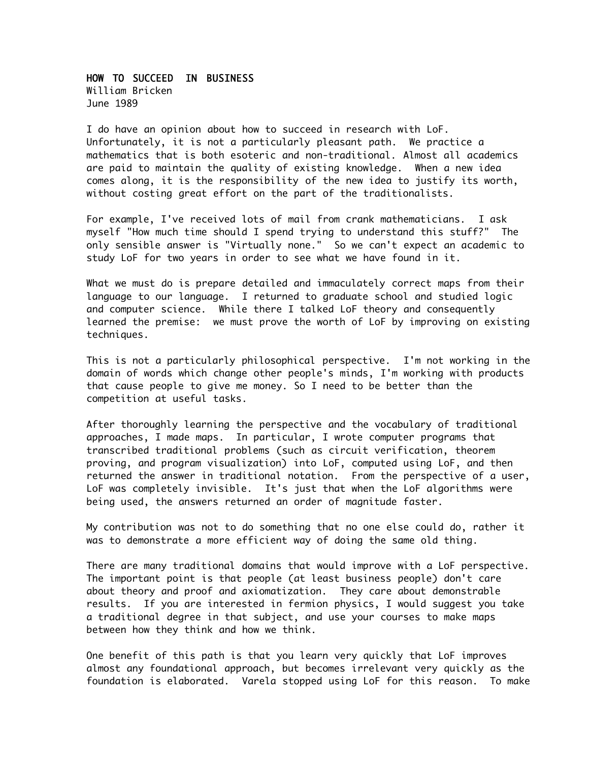# HOW TO SUCCEED IN BUSINESS

William Bricken
June 1989

I do have an opinion about how to succeed in research with LoF. Unfortunately, it is not a particularly pleasant path. We practice a mathematics that is both esoteric and non-traditional. Almost all academics are paid to maintain the quality of existing knowledge. When a new idea comes along, it is the responsibility of the new idea to justify its worth, without costing great effort on the part of the traditionalists.

For example, I've received lots of mail from crank mathematicians. I ask myself "How much time should I spend trying to understand this stuff?" The only sensible answer is "Virtually none." So we can't expect an academic to study LoF for two years in order to see what we have found in it.

What we must do is prepare detailed and immaculately correct maps from their language to our language. I returned to graduate school and studied logic and computer science. While there I talked LoF theory and consequently learned the premise: we must prove the worth of LoF by improving on existing techniques.

This is not a particularly philosophical perspective. I'm not working in the domain of words which change other people's minds, I'm working with products that cause people to give me money. So I need to be better than the competition at useful tasks.

After thoroughly learning the perspective and the vocabulary of traditional approaches, I made maps. In particular, I wrote computer programs that transcribed traditional problems (such as circuit verification, theorem proving, and program visualization) into LoF, computed using LoF, and then returned the answer in traditional notation. From the perspective of a user, LoF was completely invisible. It's just that when the LoF algorithms were being used, the answers returned an order of magnitude faster.

My contribution was not to do something that no one else could do, rather it was to demonstrate a more efficient way of doing the same old thing.

There are many traditional domains that would improve with a LoF perspective. The important point is that people (at least business people) don't care about theory and proof and axiomatization. They care about demonstrable results. If you are interested in fermion physics, I would suggest you take a traditional degree in that subject, and use your courses to make maps between how they think and how we think.

One benefit of this path is that you learn very quickly that LoF improves almost any foundational approach, but becomes irrelevant very quickly as the foundation is elaborated. Varela stopped using LoF for this reason. To make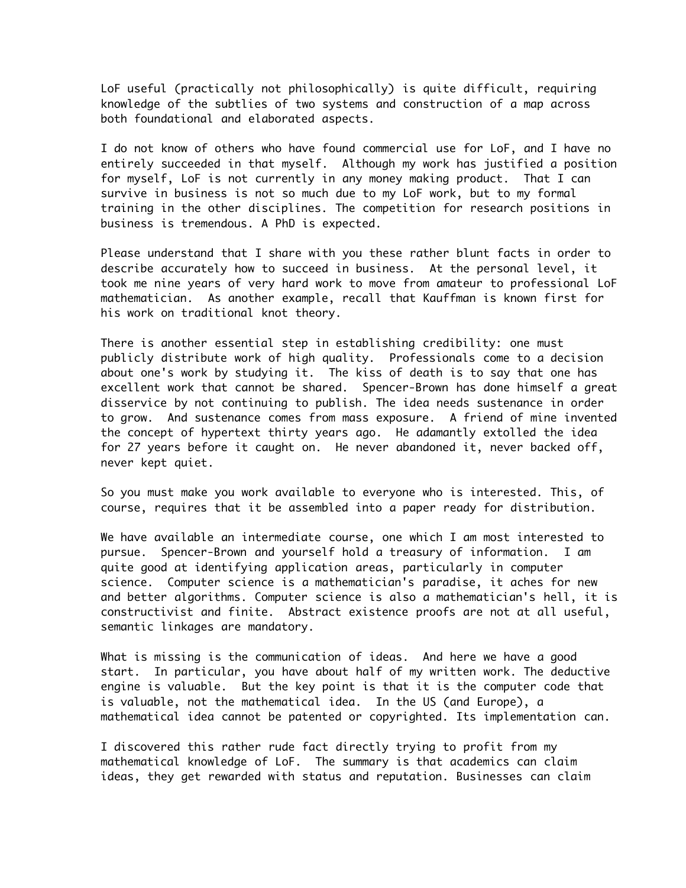LoF useful (practically not philosophically) is quite difficult, requiring knowledge of the subtlies of two systems and construction of a map across both foundational and elaborated aspects.

I do not know of others who have found commercial use for LoF, and I have no entirely succeeded in that myself. Although my work has justified a position for myself, LoF is not currently in any money making product. That I can survive in business is not so much due to my LoF work, but to my formal training in the other disciplines. The competition for research positions in business is tremendous. A PhD is expected.

Please understand that I share with you these rather blunt facts in order to describe accurately how to succeed in business. At the personal level, it took me nine years of very hard work to move from amateur to professional LoF mathematician. As another example, recall that Kauffman is known first for his work on traditional knot theory.

There is another essential step in establishing credibility: one must publicly distribute work of high quality. Professionals come to a decision about one's work by studying it. The kiss of death is to say that one has excellent work that cannot be shared. Spencer-Brown has done himself a great disservice by not continuing to publish. The idea needs sustenance in order to grow. And sustenance comes from mass exposure. A friend of mine invented the concept of hypertext thirty years ago. He adamantly extolled the idea for 27 years before it caught on. He never abandoned it, never backed off, never kept quiet.

So you must make you work available to everyone who is interested. This, of course, requires that it be assembled into a paper ready for distribution.

We have available an intermediate course, one which I am most interested to pursue. Spencer-Brown and yourself hold a treasury of information. I am quite good at identifying application areas, particularly in computer science. Computer science is a mathematician's paradise, it aches for new and better algorithms. Computer science is also a mathematician's hell, it is constructivist and finite. Abstract existence proofs are not at all useful, semantic linkages are mandatory.

What is missing is the communication of ideas. And here we have a good start. In particular, you have about half of my written work. The deductive engine is valuable. But the key point is that it is the computer code that is valuable, not the mathematical idea. In the US (and Europe), a mathematical idea cannot be patented or copyrighted. Its implementation can.

I discovered this rather rude fact directly trying to profit from my mathematical knowledge of LoF. The summary is that academics can claim ideas, they get rewarded with status and reputation. Businesses can claim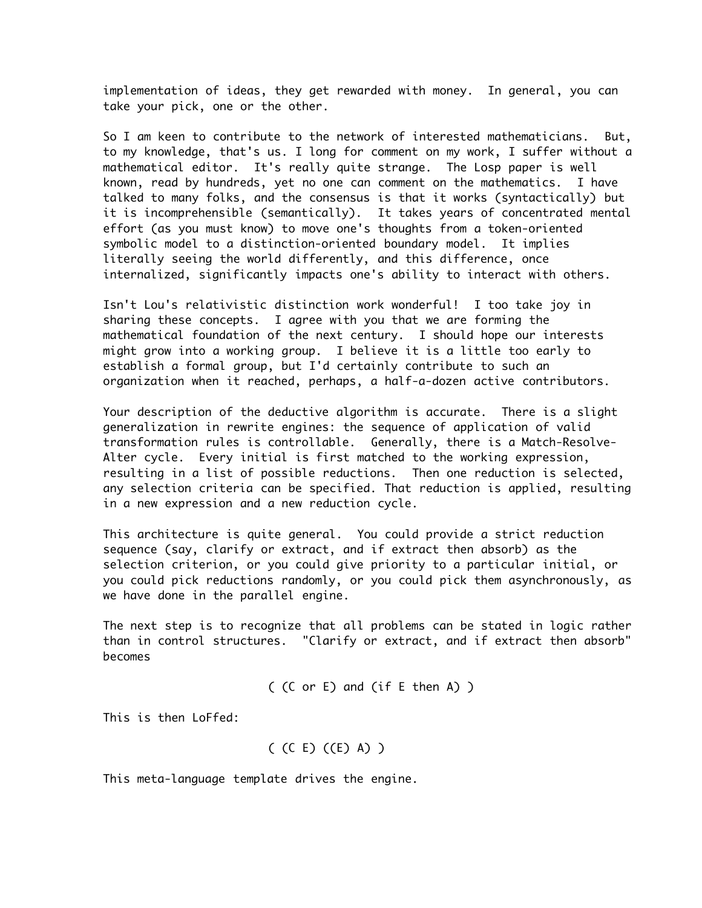implementation of ideas, they get rewarded with money. In general, you can take your pick, one or the other.

So I am keen to contribute to the network of interested mathematicians. But, to my knowledge, that's us. I long for comment on my work, I suffer without a mathematical editor. It's really quite strange. The Losp paper is well known, read by hundreds, yet no one can comment on the mathematics. I have talked to many folks, and the consensus is that it works (syntactically) but it is incomprehensible (semantically). It takes years of concentrated mental effort (as you must know) to move one's thoughts from a token-oriented symbolic model to a distinction-oriented boundary model. It implies literally seeing the world differently, and this difference, once internalized, significantly impacts one's ability to interact with others.

Isn't Lou's relativistic distinction work wonderful! I too take joy in sharing these concepts. I agree with you that we are forming the mathematical foundation of the next century. I should hope our interests might grow into a working group. I believe it is a little too early to establish a formal group, but I'd certainly contribute to such an organization when it reached, perhaps, a half-a-dozen active contributors.

Your description of the deductive algorithm is accurate. There is a slight generalization in rewrite engines: the sequence of application of valid transformation rules is controllable. Generally, there is a Match-Resolve-Alter cycle. Every initial is first matched to the working expression, resulting in a list of possible reductions. Then one reduction is selected, any selection criteria can be specified. That reduction is applied, resulting in a new expression and a new reduction cycle.

This architecture is quite general. You could provide a strict reduction sequence (say, clarify or extract, and if extract then absorb) as the selection criterion, or you could give priority to a particular initial, or you could pick reductions randomly, or you could pick them asynchronously, as we have done in the parallel engine.

The next step is to recognize that all problems can be stated in logic rather than in control structures. "Clarify or extract, and if extract then absorb" becomes

```
( (C or E) and (if E then A) )
```

This is then LoFfed:

```
( (C E) ((E) A) )
```

This meta-language template drives the engine.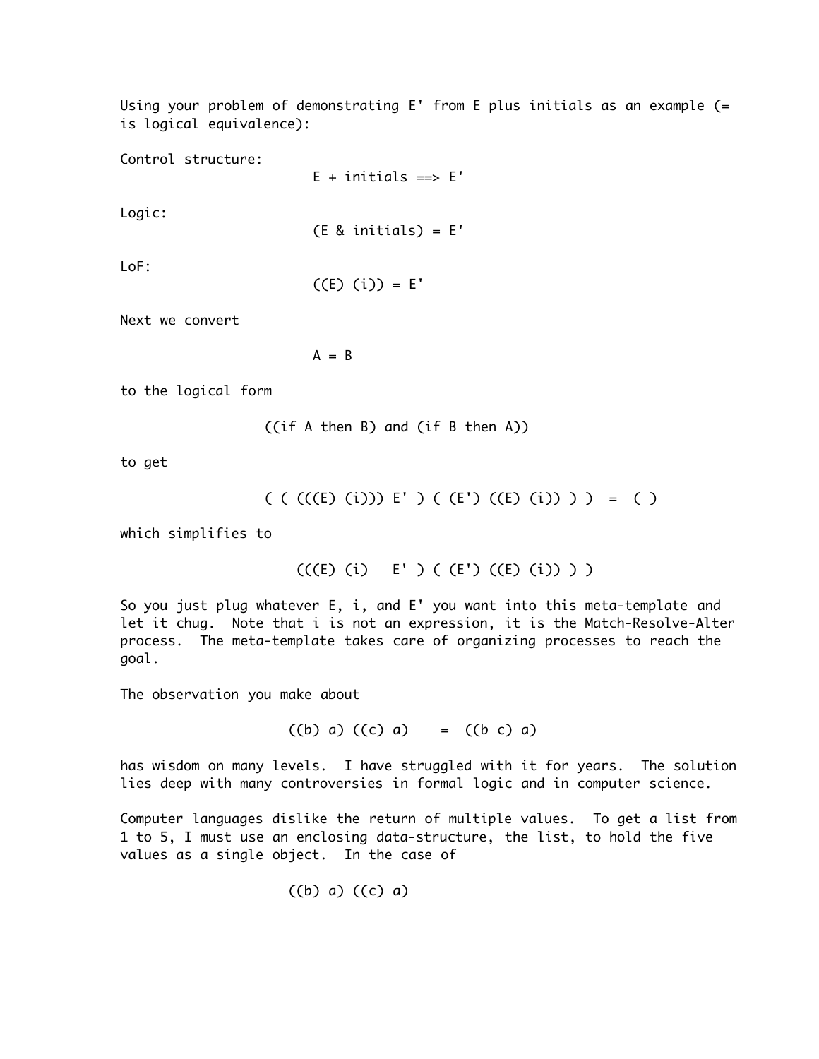Using your problem of demonstrating E' from E plus initials as an example (= is logical equivalence):

Control structure:

```
E + initials ==> E'
```

Logic:

```
(E & initials) = E'
```

LoF:

```
((E) (i)) = E'
```

Next we convert

```
A = B
```

to the logical form

```
((if A then B) and (if B then A))
```

to get

```
( ( (((E) (i))) E' ) ( (E') ((E) (i)) ) )  =  ( )
```

which simplifies to

```
(((E) (i)   E' ) ( (E') ((E) (i)) ) )
```

So you just plug whatever E, i, and E' you want into this meta-template and let it chug. Note that i is not an expression, it is the Match-Resolve-Alter process. The meta-template takes care of organizing processes to reach the goal.

The observation you make about

```
((b) a) ((c) a)    =  ((b c) a)
```

has wisdom on many levels. I have struggled with it for years. The solution lies deep with many controversies in formal logic and in computer science.

Computer languages dislike the return of multiple values. To get a list from 1 to 5, I must use an enclosing data-structure, the list, to hold the five values as a single object. In the case of

```
((b) a) ((c) a)
```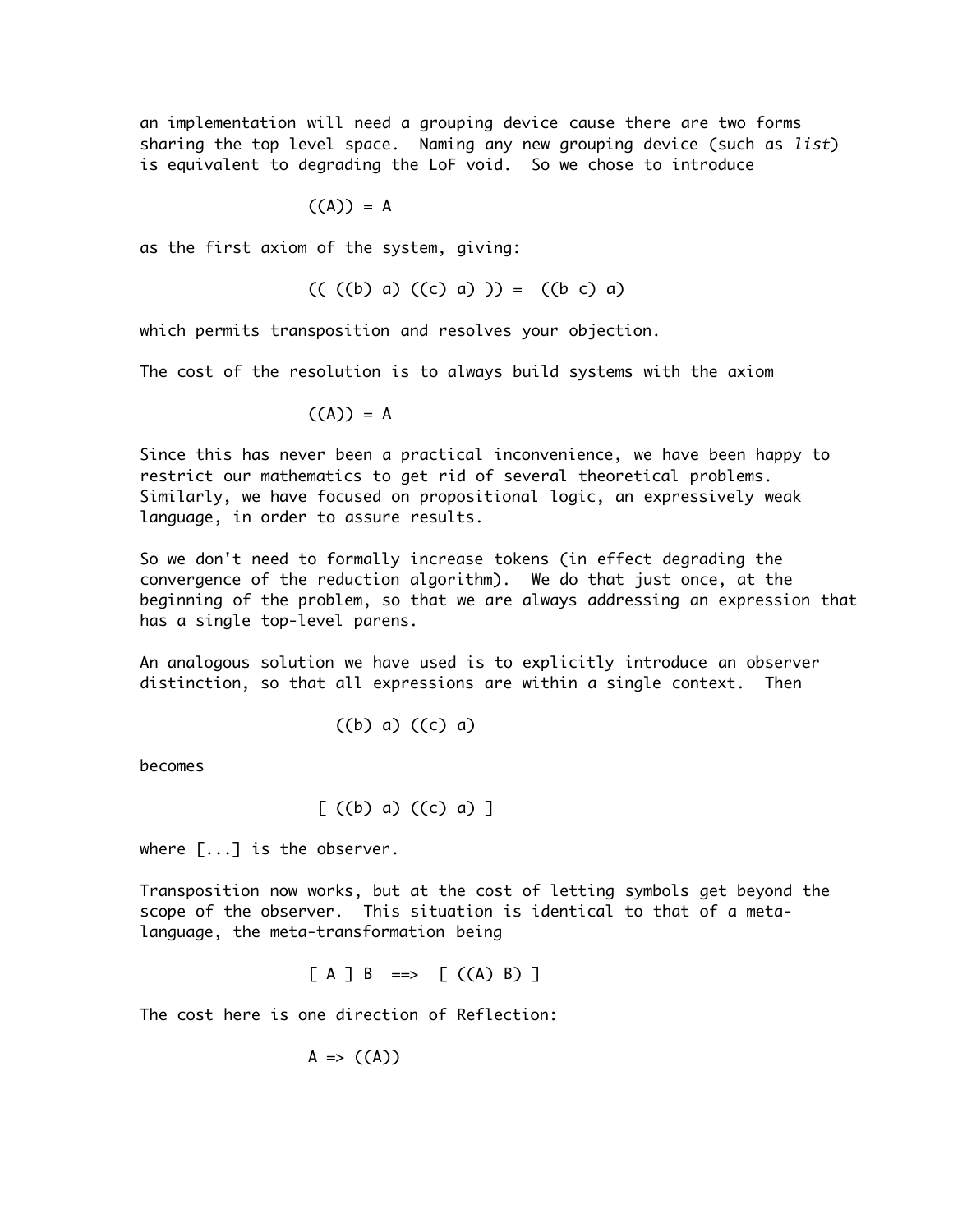an implementation will need a grouping device cause there are two forms sharing the top level space. Naming any new grouping device (such as *list*) is equivalent to degrading the LoF void. So we chose to introduce

```
((A)) = A
```

as the first axiom of the system, giving:

```
(( ((b) a) ((c) a) )) =  ((b c) a)
```

which permits transposition and resolves your objection.

The cost of the resolution is to always build systems with the axiom

```
((A)) = A
```

Since this has never been a practical inconvenience, we have been happy to restrict our mathematics to get rid of several theoretical problems. Similarly, we have focused on propositional logic, an expressively weak language, in order to assure results.

So we don't need to formally increase tokens (in effect degrading the convergence of the reduction algorithm). We do that just once, at the beginning of the problem, so that we are always addressing an expression that has a single top-level parens.

An analogous solution we have used is to explicitly introduce an observer distinction, so that all expressions are within a single context. Then

```
((b) a) ((c) a)
```

becomes

```
[ ((b) a) ((c) a) ]
```

where [...] is the observer.

Transposition now works, but at the cost of letting symbols get beyond the scope of the observer. This situation is identical to that of a meta-language, the meta-transformation being

```
[ A ] B  ==>  [ ((A) B) ]
```

The cost here is one direction of Reflection:

```
A => ((A))
```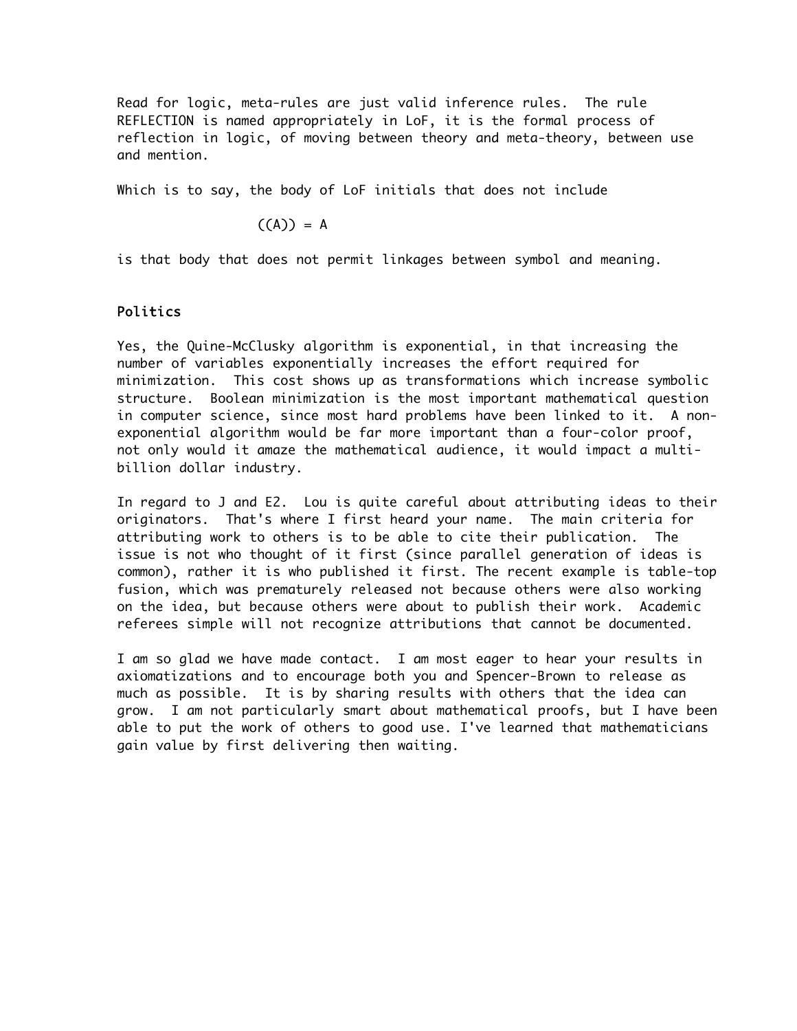Read for logic, meta-rules are just valid inference rules. The rule REFLECTION is named appropriately in LoF, it is the formal process of reflection in logic, of moving between theory and meta-theory, between use and mention.

Which is to say, the body of LoF initials that does not include

$$((A)) = A$$

is that body that does not permit linkages between symbol and meaning.

## Politics

Yes, the Quine-McClusky algorithm is exponential, in that increasing the number of variables exponentially increases the effort required for minimization. This cost shows up as transformations which increase symbolic structure. Boolean minimization is the most important mathematical question in computer science, since most hard problems have been linked to it. A non-exponential algorithm would be far more important than a four-color proof, not only would it amaze the mathematical audience, it would impact a multi-billion dollar industry.

In regard to J and E2. Lou is quite careful about attributing ideas to their originators. That's where I first heard your name. The main criteria for attributing work to others is to be able to cite their publication. The issue is not who thought of it first (since parallel generation of ideas is common), rather it is who published it first. The recent example is table-top fusion, which was prematurely released not because others were also working on the idea, but because others were about to publish their work. Academic referees simple will not recognize attributions that cannot be documented.

I am so glad we have made contact. I am most eager to hear your results in axiomatizations and to encourage both you and Spencer-Brown to release as much as possible. It is by sharing results with others that the idea can grow. I am not particularly smart about mathematical proofs, but I have been able to put the work of others to good use. I've learned that mathematicians gain value by first delivering then waiting.